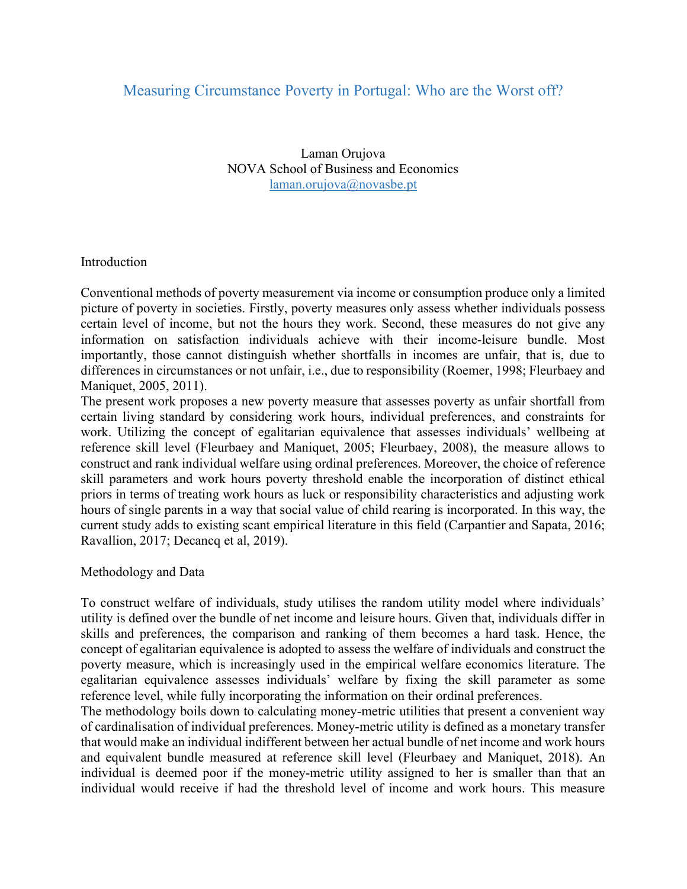# Measuring Circumstance Poverty in Portugal: Who are the Worst off?

Laman Orujova
NOVA School of Business and Economics
laman.orujova@novasbe.pt

## Introduction

Conventional methods of poverty measurement via income or consumption produce only a limited picture of poverty in societies. Firstly, poverty measures only assess whether individuals possess certain level of income, but not the hours they work. Second, these measures do not give any information on satisfaction individuals achieve with their income-leisure bundle. Most importantly, those cannot distinguish whether shortfalls in incomes are unfair, that is, due to differences in circumstances or not unfair, i.e., due to responsibility (Roemer, 1998; Fleurbaey and Maniquet, 2005, 2011).

The present work proposes a new poverty measure that assesses poverty as unfair shortfall from certain living standard by considering work hours, individual preferences, and constraints for work. Utilizing the concept of egalitarian equivalence that assesses individuals' wellbeing at reference skill level (Fleurbaey and Maniquet, 2005; Fleurbaey, 2008), the measure allows to construct and rank individual welfare using ordinal preferences. Moreover, the choice of reference skill parameters and work hours poverty threshold enable the incorporation of distinct ethical priors in terms of treating work hours as luck or responsibility characteristics and adjusting work hours of single parents in a way that social value of child rearing is incorporated. In this way, the current study adds to existing scant empirical literature in this field (Carpantier and Sapata, 2016; Ravallion, 2017; Decancq et al, 2019).

## Methodology and Data

To construct welfare of individuals, study utilises the random utility model where individuals' utility is defined over the bundle of net income and leisure hours. Given that, individuals differ in skills and preferences, the comparison and ranking of them becomes a hard task. Hence, the concept of egalitarian equivalence is adopted to assess the welfare of individuals and construct the poverty measure, which is increasingly used in the empirical welfare economics literature. The egalitarian equivalence assesses individuals' welfare by fixing the skill parameter as some reference level, while fully incorporating the information on their ordinal preferences.

The methodology boils down to calculating money-metric utilities that present a convenient way of cardinalisation of individual preferences. Money-metric utility is defined as a monetary transfer that would make an individual indifferent between her actual bundle of net income and work hours and equivalent bundle measured at reference skill level (Fleurbaey and Maniquet, 2018). An individual is deemed poor if the money-metric utility assigned to her is smaller than that an individual would receive if had the threshold level of income and work hours. This measure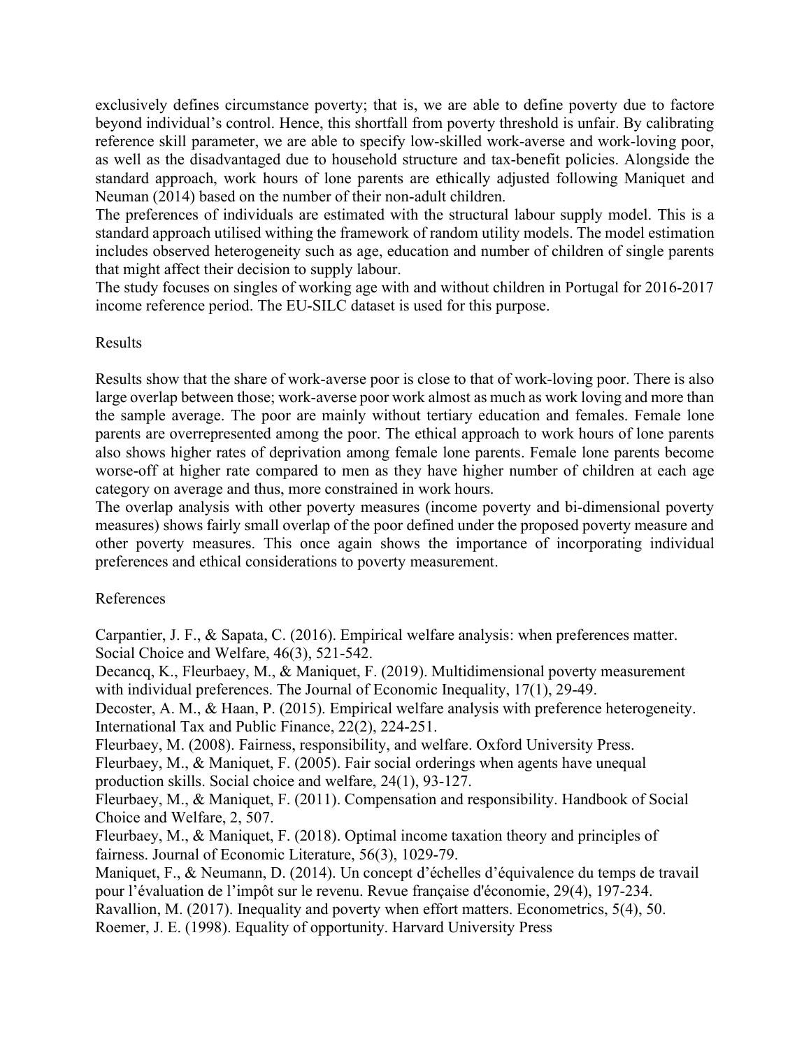exclusively defines circumstance poverty; that is, we are able to define poverty due to factore beyond individual's control. Hence, this shortfall from poverty threshold is unfair. By calibrating reference skill parameter, we are able to specify low-skilled work-averse and work-loving poor, as well as the disadvantaged due to household structure and tax-benefit policies. Alongside the standard approach, work hours of lone parents are ethically adjusted following Maniquet and Neuman (2014) based on the number of their non-adult children.

The preferences of individuals are estimated with the structural labour supply model. This is a standard approach utilised withing the framework of random utility models. The model estimation includes observed heterogeneity such as age, education and number of children of single parents that might affect their decision to supply labour.

The study focuses on singles of working age with and without children in Portugal for 2016-2017 income reference period. The EU-SILC dataset is used for this purpose.

## Results

Results show that the share of work-averse poor is close to that of work-loving poor. There is also large overlap between those; work-averse poor work almost as much as work loving and more than the sample average. The poor are mainly without tertiary education and females. Female lone parents are overrepresented among the poor. The ethical approach to work hours of lone parents also shows higher rates of deprivation among female lone parents. Female lone parents become worse-off at higher rate compared to men as they have higher number of children at each age category on average and thus, more constrained in work hours.

The overlap analysis with other poverty measures (income poverty and bi-dimensional poverty measures) shows fairly small overlap of the poor defined under the proposed poverty measure and other poverty measures. This once again shows the importance of incorporating individual preferences and ethical considerations to poverty measurement.

## References

Carpantier, J. F., & Sapata, C. (2016). Empirical welfare analysis: when preferences matter. Social Choice and Welfare, 46(3), 521-542.

Decancq, K., Fleurbaey, M., & Maniquet, F. (2019). Multidimensional poverty measurement with individual preferences. The Journal of Economic Inequality, 17(1), 29-49.

Decoster, A. M., & Haan, P. (2015). Empirical welfare analysis with preference heterogeneity. International Tax and Public Finance, 22(2), 224-251.

Fleurbaey, M. (2008). Fairness, responsibility, and welfare. Oxford University Press.

Fleurbaey, M., & Maniquet, F. (2005). Fair social orderings when agents have unequal production skills. Social choice and welfare, 24(1), 93-127.

Fleurbaey, M., & Maniquet, F. (2011). Compensation and responsibility. Handbook of Social Choice and Welfare, 2, 507.

Fleurbaey, M., & Maniquet, F. (2018). Optimal income taxation theory and principles of fairness. Journal of Economic Literature, 56(3), 1029-79.

Maniquet, F., & Neumann, D. (2014). Un concept d'échelles d'équivalence du temps de travail pour l'évaluation de l'impôt sur le revenu. Revue française d'économie, 29(4), 197-234.

Ravallion, M. (2017). Inequality and poverty when effort matters. Econometrics, 5(4), 50.

Roemer, J. E. (1998). Equality of opportunity. Harvard University Press